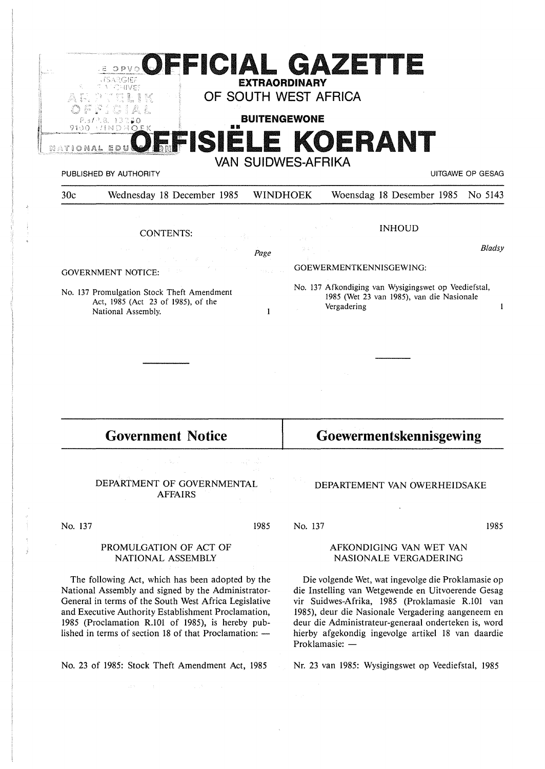# OFFICIAL GAZETTE

**EXTRAORDINARY**

## OF SOUTH WEST AFRICA

**BUITENGEWONE**

# OFFISIËLE KOERANT

## VAN SUIDWES-AFRIKA

PUBLISHED BY AUTHORITY — UITGAWE OP GESAG

30c — Wednesday 18 December 1985 — WINDHOEK — Woensdag 18 Desember 1985 — No 5143

**CONTENTS:**

| | Page |
|---|---|
| GOVERNMENT NOTICE: | |
| No. 137 Promulgation Stock Theft Amendment Act, 1985 (Act 23 of 1985), of the National Assembly. | 1 |

**INHOUD**

| | Bladsy |
|---|---|
| GOEWERMENTKENNISGEWING: | |
| No. 137 Afkondiging van Wysigingswet op Veediefstal, 1985 (Wet 23 van 1985), van die Nasionale Vergadering | 1 |

---

## Government Notice

### DEPARTMENT OF GOVERNMENTAL AFFAIRS

No. 137 — 1985

### PROMULGATION OF ACT OF NATIONAL ASSEMBLY

The following Act, which has been adopted by the National Assembly and signed by the Administrator-General in terms of the South West Africa Legislative and Executive Authority Establishment Proclamation, 1985 (Proclamation R.101 of 1985), is hereby published in terms of section 18 of that Proclamation: —

No. 23 of 1985: Stock Theft Amendment Act, 1985

## Goewermentskennisgewing

### DEPARTEMENT VAN OWERHEIDSAKE

No. 137 — 1985

### AFKONDIGING VAN WET VAN NASIONALE VERGADERING

Die volgende Wet, wat ingevolge die Proklamasie op die Instelling van Wetgewende en Uitvoerende Gesag vir Suidwes-Afrika, 1985 (Proklamasie R.101 van 1985), deur die Nasionale Vergadering aangeneem en deur die Administrateur-generaal onderteken is, word hierby afgekondig ingevolge artikel 18 van daardie Proklamasie: —

Nr. 23 van 1985: Wysigingswet op Veediefstal, 1985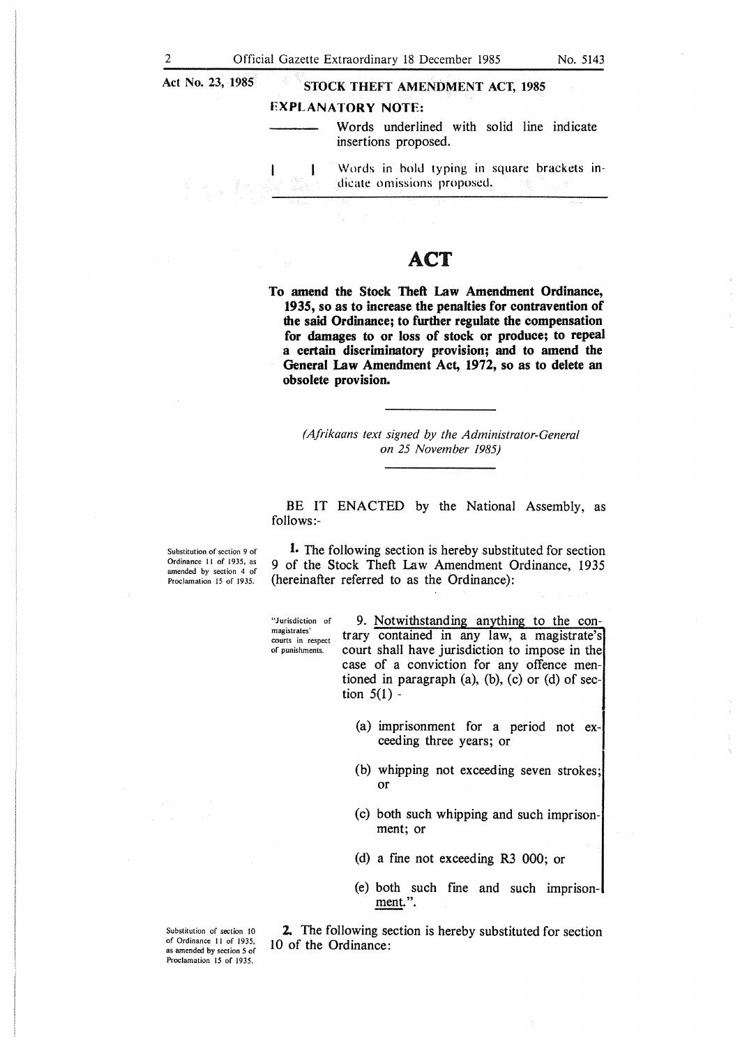Act No. 23, 1985

**STOCK THEFT AMENDMENT ACT, 1985**

**EXPLANATORY NOTE:**

——— Words underlined with solid line indicate insertions proposed.

[ ] Words in bold typing in square brackets indicate omissions proposed.

# ACT

**To amend the Stock Theft Law Amendment Ordinance, 1935, so as to increase the penalties for contravention of the said Ordinance; to further regulate the compensation for damages to or loss of stock or produce; to repeal a certain discriminatory provision; and to amend the General Law Amendment Act, 1972, so as to delete an obsolete provision.**

*(Afrikaans text signed by the Administrator-General on 25 November 1985)*

BE IT ENACTED by the National Assembly, as follows:-

Substitution of section 9 of Ordinance 11 of 1935, as amended by section 4 of Proclamation 15 of 1935.

**1.** The following section is hereby substituted for section 9 of the Stock Theft Law Amendment Ordinance, 1935 (hereinafter referred to as the Ordinance):

"Jurisdiction of magistrates' courts in respect of punishments.

9. <u>Notwithstanding anything to the contrary contained in any law, a magistrate's court shall have jurisdiction to impose in the case of a conviction for any offence mentioned in paragraph (a), (b), (c) or (d) of section 5(1) -</u>

<u>(a) imprisonment for a period not exceeding three years; or</u>

<u>(b) whipping not exceeding seven strokes; or</u>

<u>(c) both such whipping and such imprisonment; or</u>

<u>(d) a fine not exceeding R3 000; or</u>

<u>(e) both such fine and such imprisonment.</u>".

Substitution of section 10 of Ordinance 11 of 1935, as amended by section 5 of Proclamation 15 of 1935.

**2.** The following section is hereby substituted for section 10 of the Ordinance: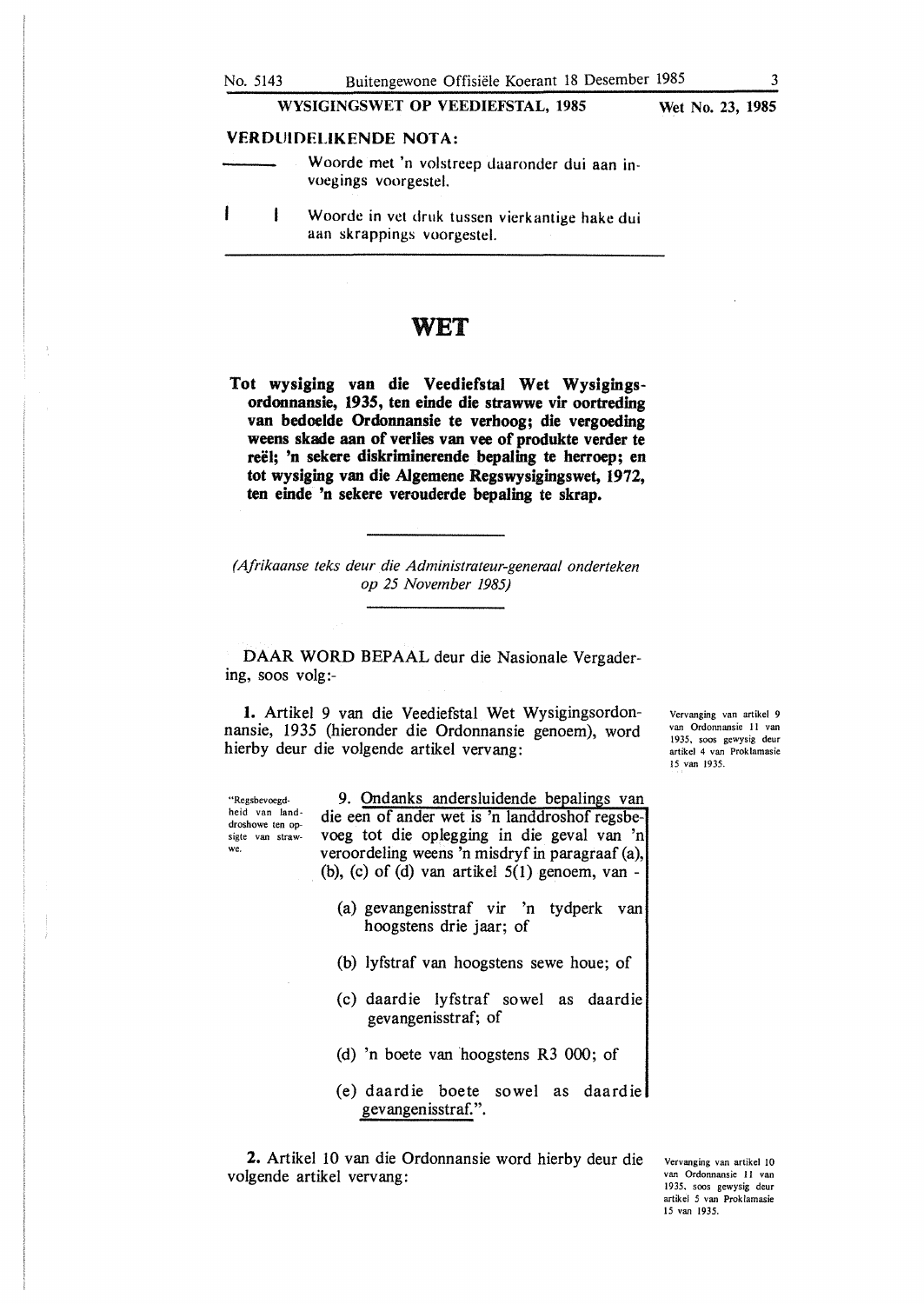**WYSIGINGSWET OP VEEDIEFSTAL, 1985** — **Wet No. 23, 1985**

**VERDUIDELIKENDE NOTA:**

- ———— Woorde met 'n volstreep daaronder dui aan invoegings voorgestel.
- [ ] Woorde in vet druk tussen vierkantige hake dui aan skrappings voorgestel.

# WET

**Tot wysiging van die Veediefstal Wet Wysigingsordonnansie, 1935, ten einde die strawwe vir oortreding van bedoelde Ordonnansie te verhoog; die vergoeding weens skade aan of verlies van vee of produkte verder te reël; 'n sekere diskriminerende bepaling te herroep; en tot wysiging van die Algemene Regswysigingswet, 1972, ten einde 'n sekere verouderde bepaling te skrap.**

*(Afrikaanse teks deur die Administrateur-generaal onderteken op 25 November 1985)*

DAAR WORD BEPAAL deur die Nasionale Vergadering, soos volg:-

*Vervanging van artikel 9 van Ordonnansie 11 van 1935, soos gewysig deur artikel 4 van Proklamasie 15 van 1935.*

**1.** Artikel 9 van die Veediefstal Wet Wysigingsordonnansie, 1935 (hieronder die Ordonnansie genoem), word hierby deur die volgende artikel vervang:

"*Regsbevoegdheid van landdroshowe ten opsigte van strawwe.*

9. <u>Ondanks andersluidende bepalings van die een of ander wet is 'n landdroshof regsbevoeg tot die oplegging in die geval van 'n veroordeling weens 'n misdryf in paragraaf (a), (b), (c) of (d) van artikel 5(1) genoem, van -</u>

<u>(a) gevangenisstraf vir 'n tydperk van hoogstens drie jaar; of</u>

<u>(b) lyfstraf van hoogstens sewe houe; of</u>

<u>(c) daardie lyfstraf sowel as daardie gevangenisstraf; of</u>

<u>(d) 'n boete van hoogstens R3 000; of</u>

<u>(e) daardie boete sowel as daardie gevangenisstraf.</u>".

*Vervanging van artikel 10 van Ordonnansie 11 van 1935, soos gewysig deur artikel 5 van Proklamasie 15 van 1935.*

**2.** Artikel 10 van die Ordonnansie word hierby deur die volgende artikel vervang: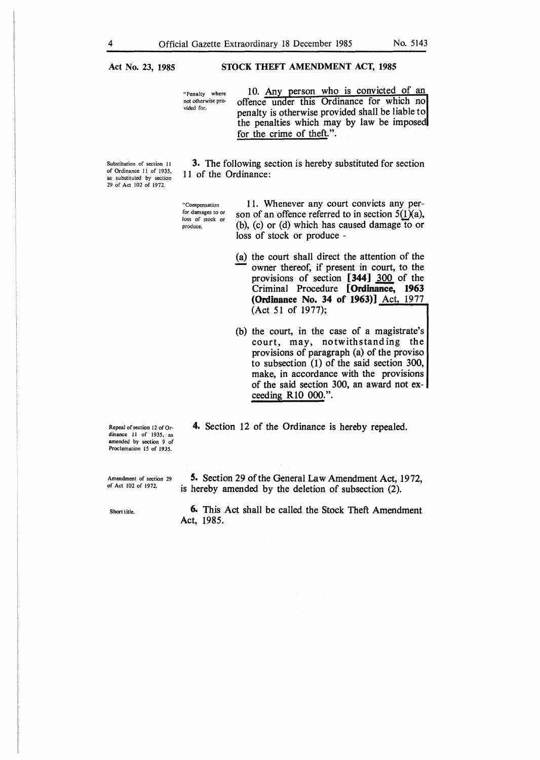Act No. 23, 1985

**STOCK THEFT AMENDMENT ACT, 1985**

"Penalty where not otherwise provided for.

10. Any person who is convicted of an offence under this Ordinance for which no penalty is otherwise provided shall be liable to the penalties which may by law be imposed for the crime of theft.".

Substitution of section 11 of Ordinance 11 of 1935, as substituted by section 29 of Act 102 of 1972.

**3.** The following section is hereby substituted for section 11 of the Ordinance:

"Compensation for damages to or loss of stock or produce.

11. Whenever any court convicts any person of an offence referred to in section 5(1)(a), (b), (c) or (d) which has caused damage to or loss of stock or produce -

(a) the court shall direct the attention of the owner thereof, if present in court, to the provisions of section **[344]** 300 of the Criminal Procedure **[Ordinance, 1963 (Ordinance No. 34 of 1963)]** Act, 1977 (Act 51 of 1977);

(b) the court, in the case of a magistrate's court, may, notwithstanding the provisions of paragraph (a) of the proviso to subsection (1) of the said section 300, make, in accordance with the provisions of the said section 300, an award not exceeding R10 000.".

Repeal of section 12 of Ordinance 11 of 1935, as amended by section 9 of Proclamation 15 of 1935.

**4.** Section 12 of the Ordinance is hereby repealed.

Amendment of section 29 of Act 102 of 1972.

**5.** Section 29 of the General Law Amendment Act, 1972, is hereby amended by the deletion of subsection (2).

Short title.

**6.** This Act shall be called the Stock Theft Amendment Act, 1985.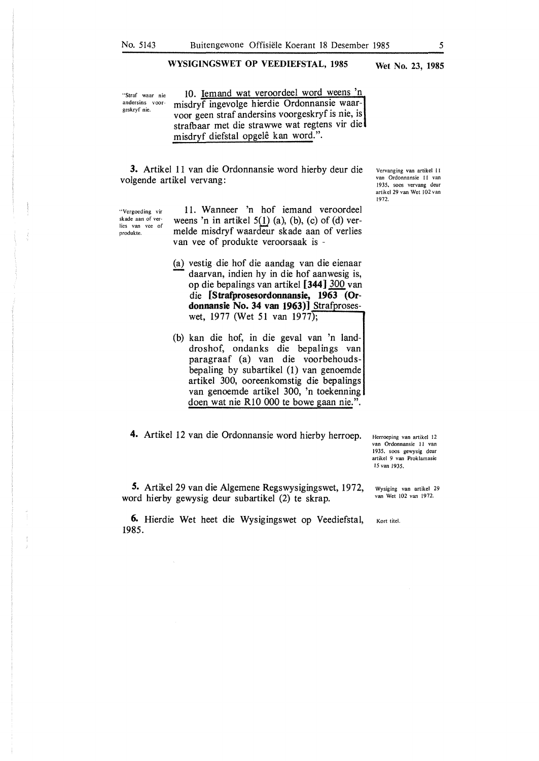## WYSIGINGSWET OP VEEDIEFSTAL, 1985

**Wet No. 23, 1985**

"Straf waar nie andersins voorgeskryf nie.

10. Iemand wat veroordeel word weens 'n misdryf ingevolge hierdie Ordonnansie waarvoor geen straf andersins voorgeskryf is nie, is strafbaar met die strawwe wat regtens vir die misdryf diefstal opgelê kan word.".

Vervanging van artikel 11 van Ordonnansie 11 van 1935, soos vervang deur artikel 29 van Wet 102 van 1972.

**3.** Artikel 11 van die Ordonnansie word hierby deur die volgende artikel vervang:

"Vergoeding vir skade aan of verlies van vee of produkte.

11. Wanneer 'n hof iemand veroordeel weens 'n in artikel 5(1) (a), (b), (c) of (d) vermelde misdryf waardeur skade aan of verlies van vee of produkte veroorsaak is -

(a) vestig die hof die aandag van die eienaar daarvan, indien hy in die hof aanwesig is, op die bepalings van artikel **[344]** 300 van die **[Strafprosesordonnansie, 1963 (Ordonnansie No. 34 van 1963)]** Strafproseswet, 1977 (Wet 51 van 1977);

(b) kan die hof, in die geval van 'n landdroshof, ondanks die bepalings van paragraaf (a) van die voorbehoudsbepaling by subartikel (1) van genoemde artikel 300, ooreenkomstig die bepalings van genoemde artikel 300, 'n toekenning doen wat nie R10 000 te bowe gaan nie.".

Herroeping van artikel 12 van Ordonnansie 11 van 1935, soos gewysig deur artikel 9 van Proklamasie 15 van 1935.

**4.** Artikel 12 van die Ordonnansie word hierby herroep.

Wysiging van artikel 29 van Wet 102 van 1972.

**5.** Artikel 29 van die Algemene Regswysigingswet, 1972, word hierby gewysig deur subartikel (2) te skrap.

Kort titel.

**6.** Hierdie Wet heet die Wysigingswet op Veediefstal, 1985.